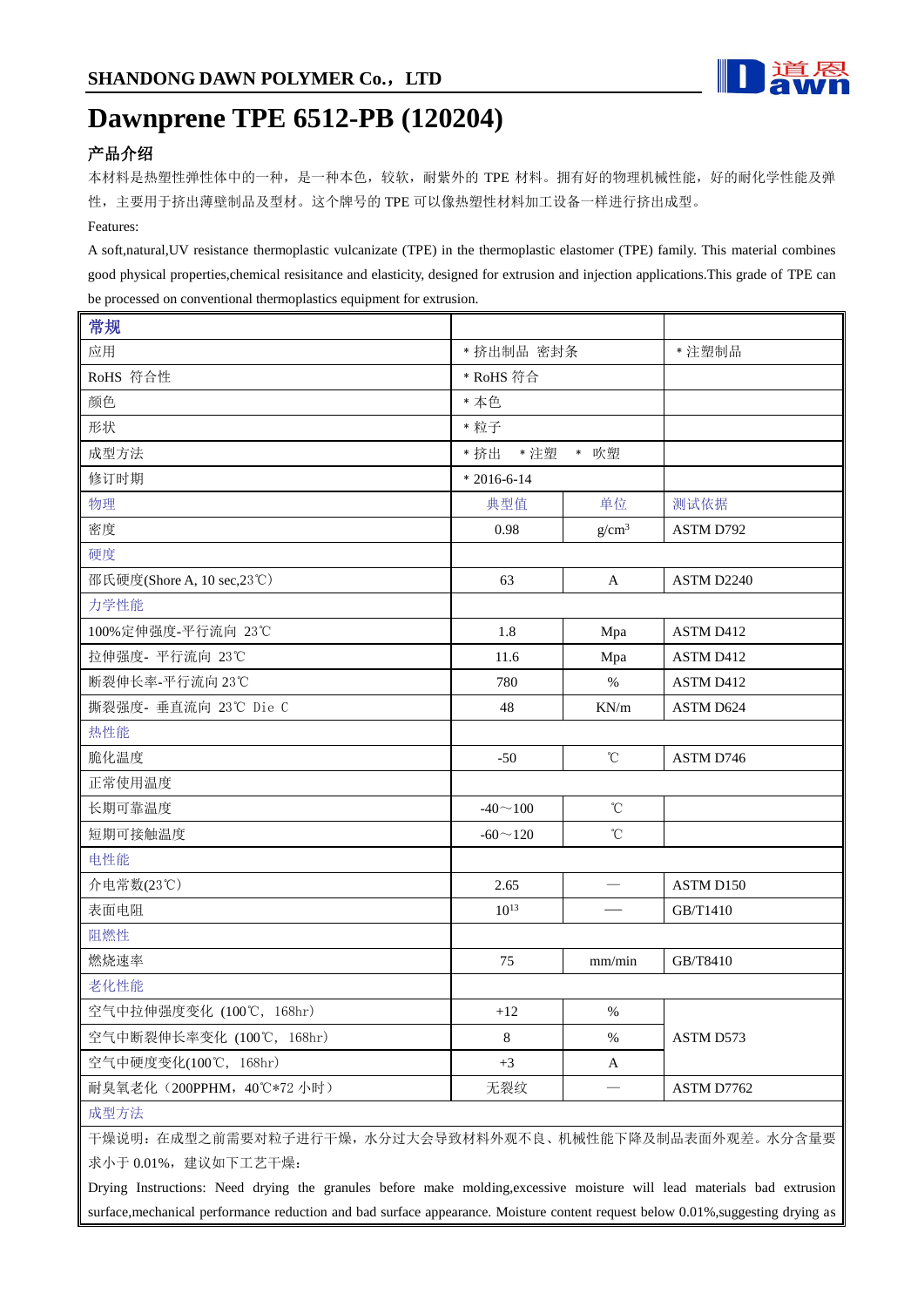SHANDONG DAWN POLYMER Co.，LTD

# Dawnprene TPE 6512-PB (120204)

## 产品介绍

本材料是热塑性弹性体中的一种，是一种本色，较软，耐紫外的 TPE 材料。拥有好的物理机械性能，好的耐化学性能及弹性，主要用于挤出薄壁制品及型材。这个牌号的 TPE 可以像热塑性材料加工设备一样进行挤出成型。

Features:

A soft,natural,UV resistance thermoplastic vulcanizate (TPE) in the thermoplastic elastomer (TPE) family. This material combines good physical properties,chemical resisitaince and elasticity, designed for extrusion and injection applications.This grade of TPE can be processed on conventional thermoplastics equipment for extrusion.

| 常规 | | | |
|---|---|---|---|
| 应用 | * 挤出制品 密封条 | | * 注塑制品 |
| RoHS 符合性 | * RoHS 符合 | | |
| 颜色 | * 本色 | | |
| 形状 | * 粒子 | | |
| 成型方法 | * 挤出 * 注塑 * 吹塑 | | |
| 修订时期 | * 2016-6-14 | | |
| 物理 | 典型值 | 单位 | 测试依据 |
| 密度 | 0.98 | $g/cm^3$ | ASTM D792 |
| 硬度 | | | |
| 邵氏硬度(Shore A, 10 sec,23℃) | 63 | A | ASTM D2240 |
| 力学性能 | | | |
| 100%定伸强度-平行流向 23℃ | 1.8 | Mpa | ASTM D412 |
| 拉伸强度- 平行流向 23℃ | 11.6 | Mpa | ASTM D412 |
| 断裂伸长率-平行流向 23℃ | 780 | % | ASTM D412 |
| 撕裂强度- 垂直流向 23℃ Die C | 48 | KN/m | ASTM D624 |
| 热性能 | | | |
| 脆化温度 | -50 | ℃ | ASTM D746 |
| 正常使用温度 | | | |
| 长期可靠温度 | -40～100 | ℃ | |
| 短期可接触温度 | -60～120 | ℃ | |
| 电性能 | | | |
| 介电常数(23℃) | 2.65 | — | ASTM D150 |
| 表面电阻 | $10^{13}$ | — | GB/T1410 |
| 阻燃性 | | | |
| 燃烧速率 | 75 | mm/min | GB/T8410 |
| 老化性能 | | | |
| 空气中拉伸强度变化 (100℃, 168hr) | +12 | % | ASTM D573 |
| 空气中断裂伸长率变化 (100℃, 168hr) | 8 | % | ASTM D573 |
| 空气中硬度变化(100℃, 168hr) | +3 | A | ASTM D573 |
| 耐臭氧老化（200PPHM，40℃*72 小时） | 无裂纹 | — | ASTM D7762 |

成型方法

干燥说明：在成型之前需要对粒子进行干燥，水分过大会导致材料外观不良、机械性能下降及制品表面外观差。水分含量要求小于 0.01%，建议如下工艺干燥：

Drying Instructions: Need drying the granules before make molding,excessive moisture will lead materials bad extrusion surface,mechanical performance reduction and bad surface appearance. Moisture content request below 0.01%,suggesting drying as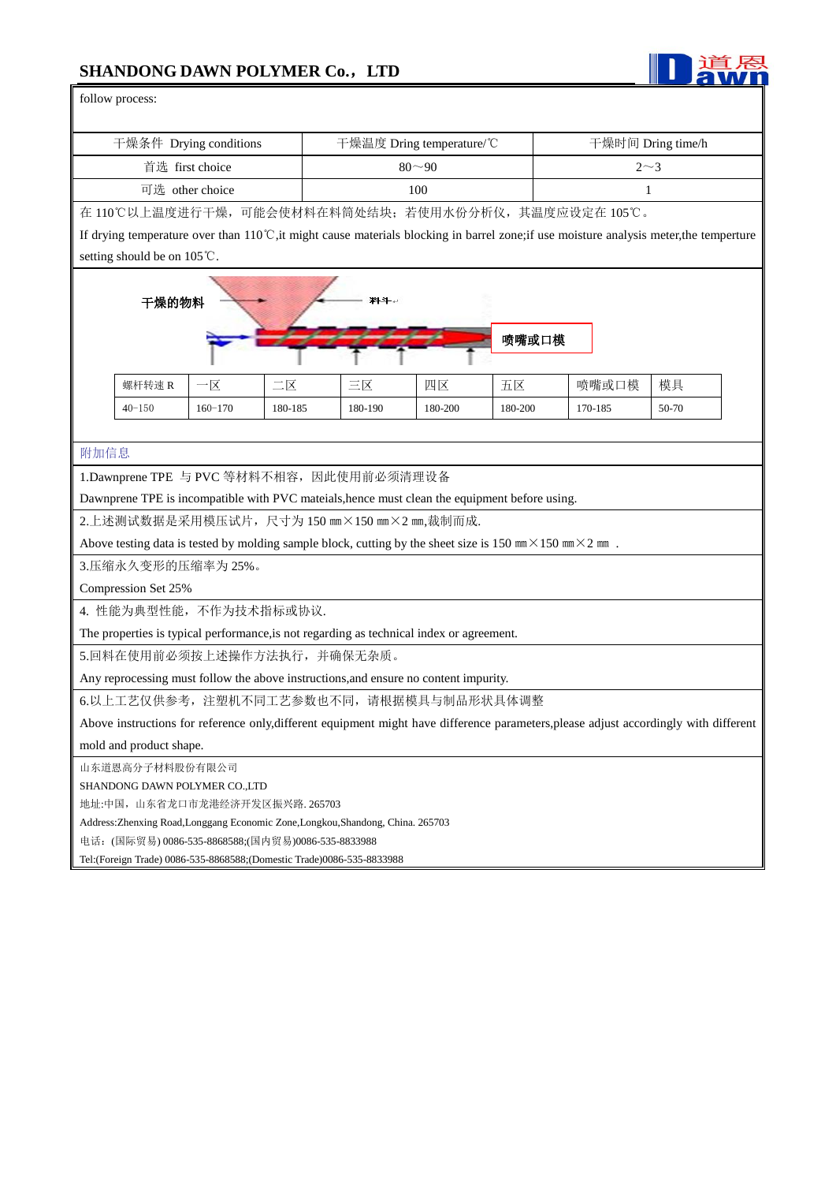follow process:

| 干燥条件 Drying conditions | 干燥温度 Dring temperature/℃ | 干燥时间 Dring time/h |
|---|---|---|
| 首选 first choice | 80～90 | 2～3 |
| 可选 other choice | 100 | 1 |

在 110℃以上温度进行干燥，可能会使材料在料筒处结块；若使用水份分析仪，其温度应设定在 105℃。

If drying temperature over than 110℃,it might cause materials blocking in barrel zone;if use moisture analysis meter,the temperture setting should be on 105℃.

干燥的物料

料斗

喷嘴或口模

| 螺杆转速 R | 一区 | 二区 | 三区 | 四区 | 五区 | 喷嘴或口模 | 模具 |
|---|---|---|---|---|---|---|---|
| 40~150 | 160~170 | 180-185 | 180-190 | 180-200 | 180-200 | 170-185 | 50-70 |

附加信息

1.Dawnprene TPE 与 PVC 等材料不相容，因此使用前必须清理设备

Dawnprene TPE is incompatible with PVC mateials,hence must clean the equipment before using.

2.上述测试数据是采用模压试片，尺寸为 150 ㎜×150 ㎜×2 ㎜,裁制而成.

Above testing data is tested by molding sample block, cutting by the sheet size is 150 ㎜×150 ㎜×2 ㎜ .

3.压缩永久变形的压缩率为 25%。

Compression Set 25%

4. 性能为典型性能，不作为技术指标或协议.

The properties is typical performance,is not regarding as technical index or agreement.

5.回料在使用前必须按上述操作方法执行，并确保无杂质。

Any reprocessing must follow the above instructions,and ensure no content impurity.

6.以上工艺仅供参考，注塑机不同工艺参数也不同，请根据模具与制品形状具体调整

Above instructions for reference only,different equipment might have difference parameters,please adjust accordingly with different mold and product shape.

山东道恩高分子材料股份有限公司

SHANDONG DAWN POLYMER CO.,LTD

地址:中国，山东省龙口市龙港经济开发区振兴路. 265703

Address:Zhenxing Road,Longgang Economic Zone,Longkou,Shandong, China. 265703

电话：(国际贸易) 0086-535-8868588;(国内贸易)0086-535-8833988

Tel:(Foreign Trade) 0086-535-8868588;(Domestic Trade)0086-535-8833988